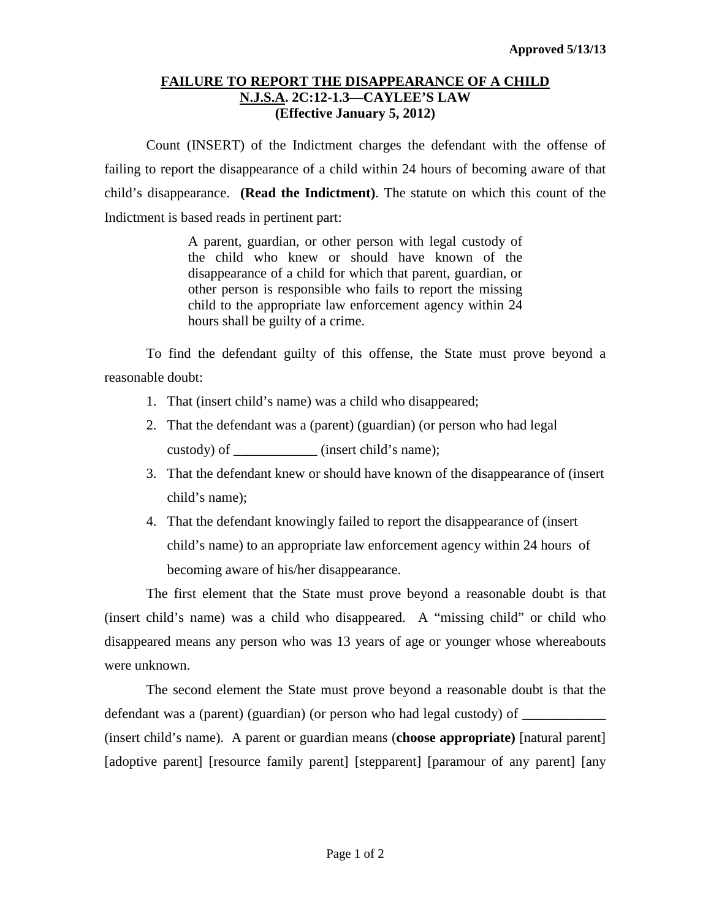**Approved 5/13/13**

# FAILURE TO REPORT THE DISAPPEARANCE OF A CHILD
## N.J.S.A. 2C:12-1.3—CAYLEE'S LAW
### (Effective January 5, 2012)

Count (INSERT) of the Indictment charges the defendant with the offense of failing to report the disappearance of a child within 24 hours of becoming aware of that child's disappearance. **(Read the Indictment)**. The statute on which this count of the Indictment is based reads in pertinent part:

> A parent, guardian, or other person with legal custody of the child who knew or should have known of the disappearance of a child for which that parent, guardian, or other person is responsible who fails to report the missing child to the appropriate law enforcement agency within 24 hours shall be guilty of a crime.

To find the defendant guilty of this offense, the State must prove beyond a reasonable doubt:

1. That (insert child's name) was a child who disappeared;
2. That the defendant was a (parent) (guardian) (or person who had legal custody) of ____________ (insert child's name);
3. That the defendant knew or should have known of the disappearance of (insert child's name);
4. That the defendant knowingly failed to report the disappearance of (insert child's name) to an appropriate law enforcement agency within 24 hours of becoming aware of his/her disappearance.

The first element that the State must prove beyond a reasonable doubt is that (insert child's name) was a child who disappeared. A "missing child" or child who disappeared means any person who was 13 years of age or younger whose whereabouts were unknown.

The second element the State must prove beyond a reasonable doubt is that the defendant was a (parent) (guardian) (or person who had legal custody) of ____________ (insert child's name). A parent or guardian means (**choose appropriate)** [natural parent] [adoptive parent] [resource family parent] [stepparent] [paramour of any parent] [any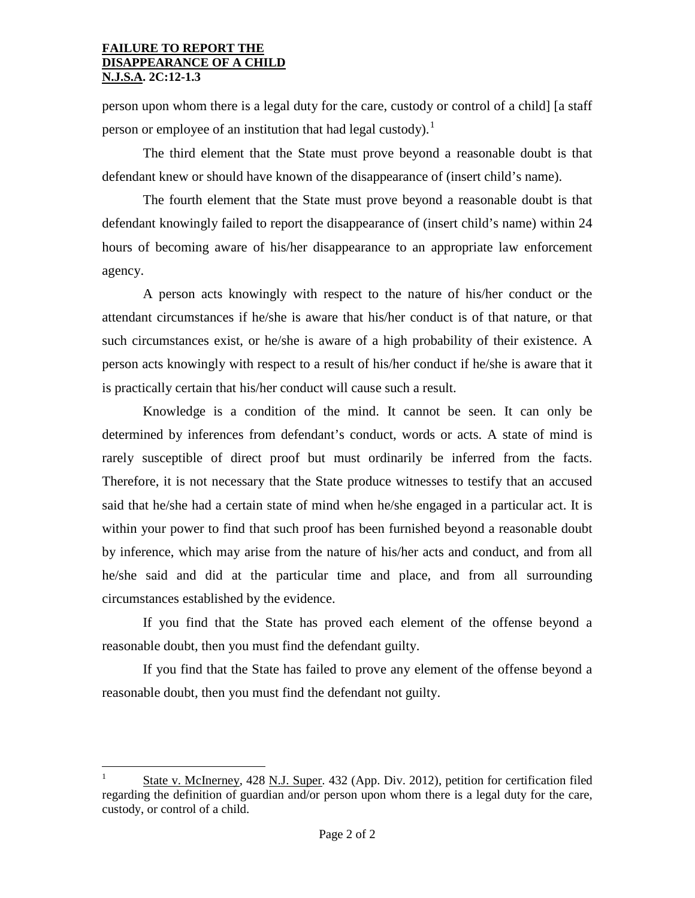person upon whom there is a legal duty for the care, custody or control of a child] [a staff person or employee of an institution that had legal custody).[1]

The third element that the State must prove beyond a reasonable doubt is that defendant knew or should have known of the disappearance of (insert child's name).

The fourth element that the State must prove beyond a reasonable doubt is that defendant knowingly failed to report the disappearance of (insert child's name) within 24 hours of becoming aware of his/her disappearance to an appropriate law enforcement agency.

A person acts knowingly with respect to the nature of his/her conduct or the attendant circumstances if he/she is aware that his/her conduct is of that nature, or that such circumstances exist, or he/she is aware of a high probability of their existence. A person acts knowingly with respect to a result of his/her conduct if he/she is aware that it is practically certain that his/her conduct will cause such a result.

Knowledge is a condition of the mind. It cannot be seen. It can only be determined by inferences from defendant's conduct, words or acts. A state of mind is rarely susceptible of direct proof but must ordinarily be inferred from the facts. Therefore, it is not necessary that the State produce witnesses to testify that an accused said that he/she had a certain state of mind when he/she engaged in a particular act. It is within your power to find that such proof has been furnished beyond a reasonable doubt by inference, which may arise from the nature of his/her acts and conduct, and from all he/she said and did at the particular time and place, and from all surrounding circumstances established by the evidence.

If you find that the State has proved each element of the offense beyond a reasonable doubt, then you must find the defendant guilty.

If you find that the State has failed to prove any element of the offense beyond a reasonable doubt, then you must find the defendant not guilty.

---

[1] State v. McInerney, 428 N.J. Super. 432 (App. Div. 2012), petition for certification filed regarding the definition of guardian and/or person upon whom there is a legal duty for the care, custody, or control of a child.